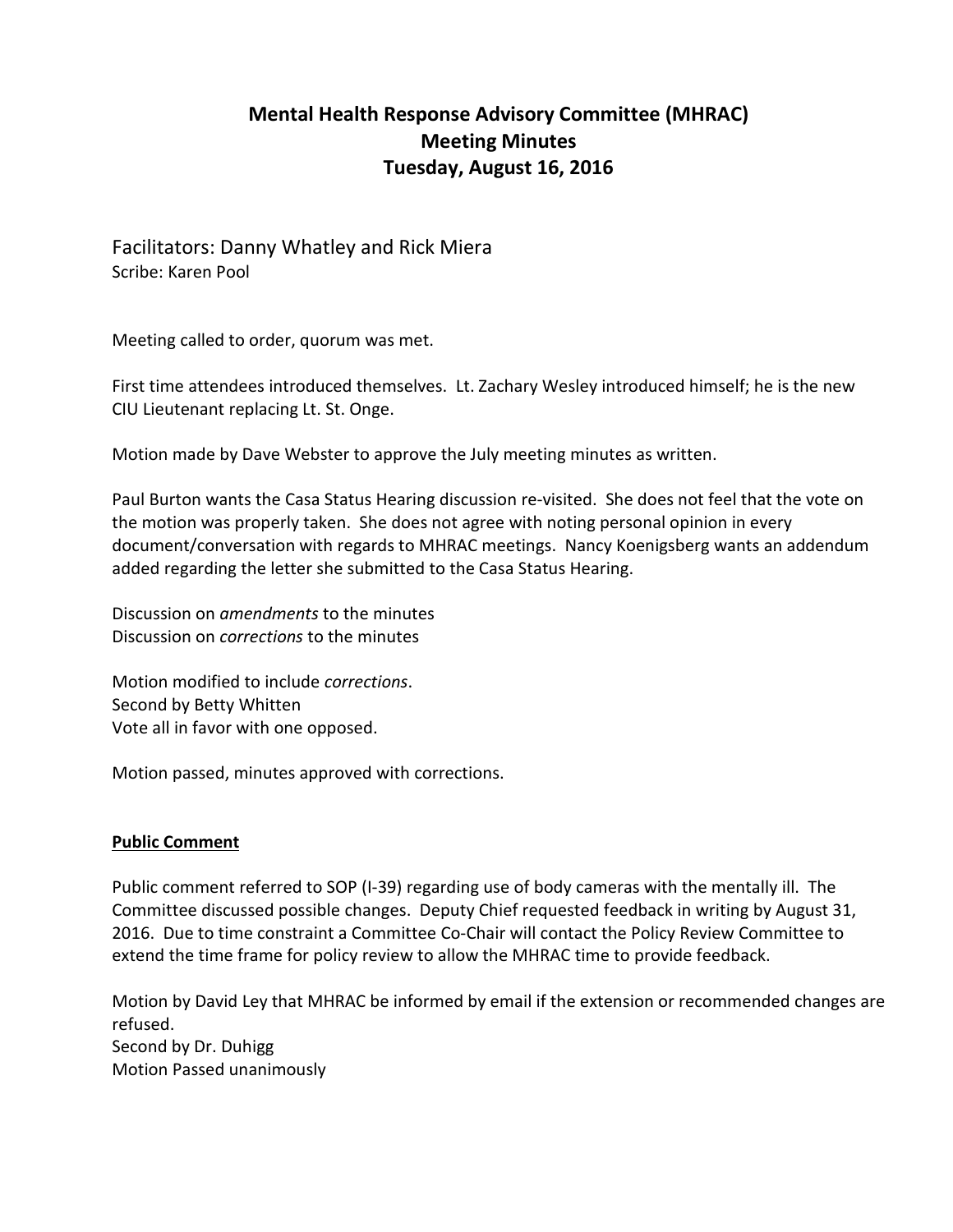# Mental Health Response Advisory Committee (MHRAC)
## Meeting Minutes
## Tuesday, August 16, 2016

Facilitators: Danny Whatley and Rick Miera
Scribe: Karen Pool

Meeting called to order, quorum was met.

First time attendees introduced themselves. Lt. Zachary Wesley introduced himself; he is the new CIU Lieutenant replacing Lt. St. Onge.

Motion made by Dave Webster to approve the July meeting minutes as written.

Paul Burton wants the Casa Status Hearing discussion re-visited. She does not feel that the vote on the motion was properly taken. She does not agree with noting personal opinion in every document/conversation with regards to MHRAC meetings. Nancy Koenigsberg wants an addendum added regarding the letter she submitted to the Casa Status Hearing.

Discussion on *amendments* to the minutes
Discussion on *corrections* to the minutes

Motion modified to include *corrections*.
Second by Betty Whitten
Vote all in favor with one opposed.

Motion passed, minutes approved with corrections.

**Public Comment**

Public comment referred to SOP (I-39) regarding use of body cameras with the mentally ill. The Committee discussed possible changes. Deputy Chief requested feedback in writing by August 31, 2016. Due to time constraint a Committee Co-Chair will contact the Policy Review Committee to extend the time frame for policy review to allow the MHRAC time to provide feedback.

Motion by David Ley that MHRAC be informed by email if the extension or recommended changes are refused.
Second by Dr. Duhigg
Motion Passed unanimously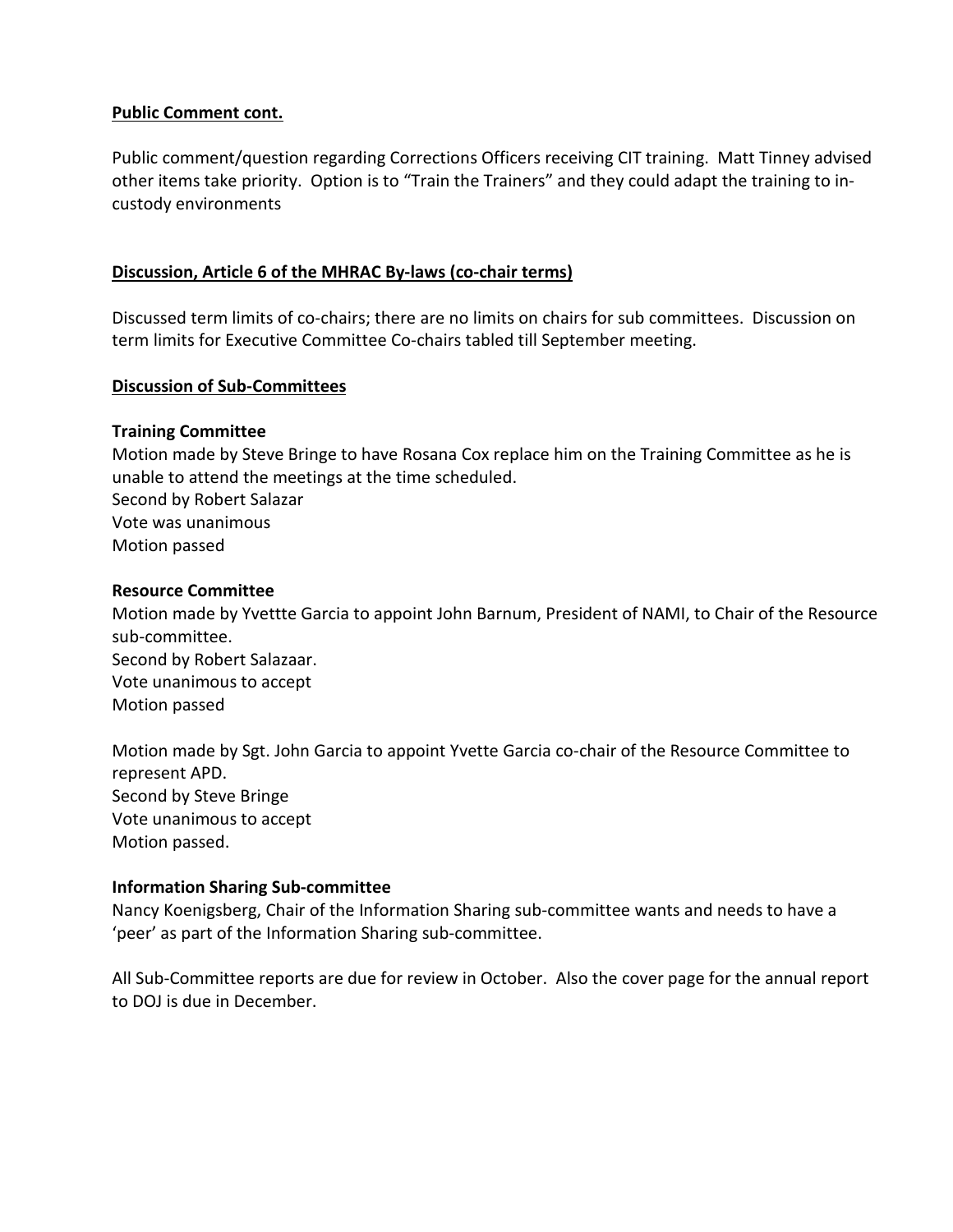**Public Comment cont.**

Public comment/question regarding Corrections Officers receiving CIT training. Matt Tinney advised other items take priority. Option is to "Train the Trainers" and they could adapt the training to in-custody environments

**Discussion, Article 6 of the MHRAC By-laws (co-chair terms)**

Discussed term limits of co-chairs; there are no limits on chairs for sub committees. Discussion on term limits for Executive Committee Co-chairs tabled till September meeting.

**Discussion of Sub-Committees**

**Training Committee**

Motion made by Steve Bringe to have Rosana Cox replace him on the Training Committee as he is unable to attend the meetings at the time scheduled.
Second by Robert Salazar
Vote was unanimous
Motion passed

**Resource Committee**

Motion made by Yvettte Garcia to appoint John Barnum, President of NAMI, to Chair of the Resource sub-committee.
Second by Robert Salazaar.
Vote unanimous to accept
Motion passed

Motion made by Sgt. John Garcia to appoint Yvette Garcia co-chair of the Resource Committee to represent APD.
Second by Steve Bringe
Vote unanimous to accept
Motion passed.

**Information Sharing Sub-committee**

Nancy Koenigsberg, Chair of the Information Sharing sub-committee wants and needs to have a 'peer' as part of the Information Sharing sub-committee.

All Sub-Committee reports are due for review in October. Also the cover page for the annual report to DOJ is due in December.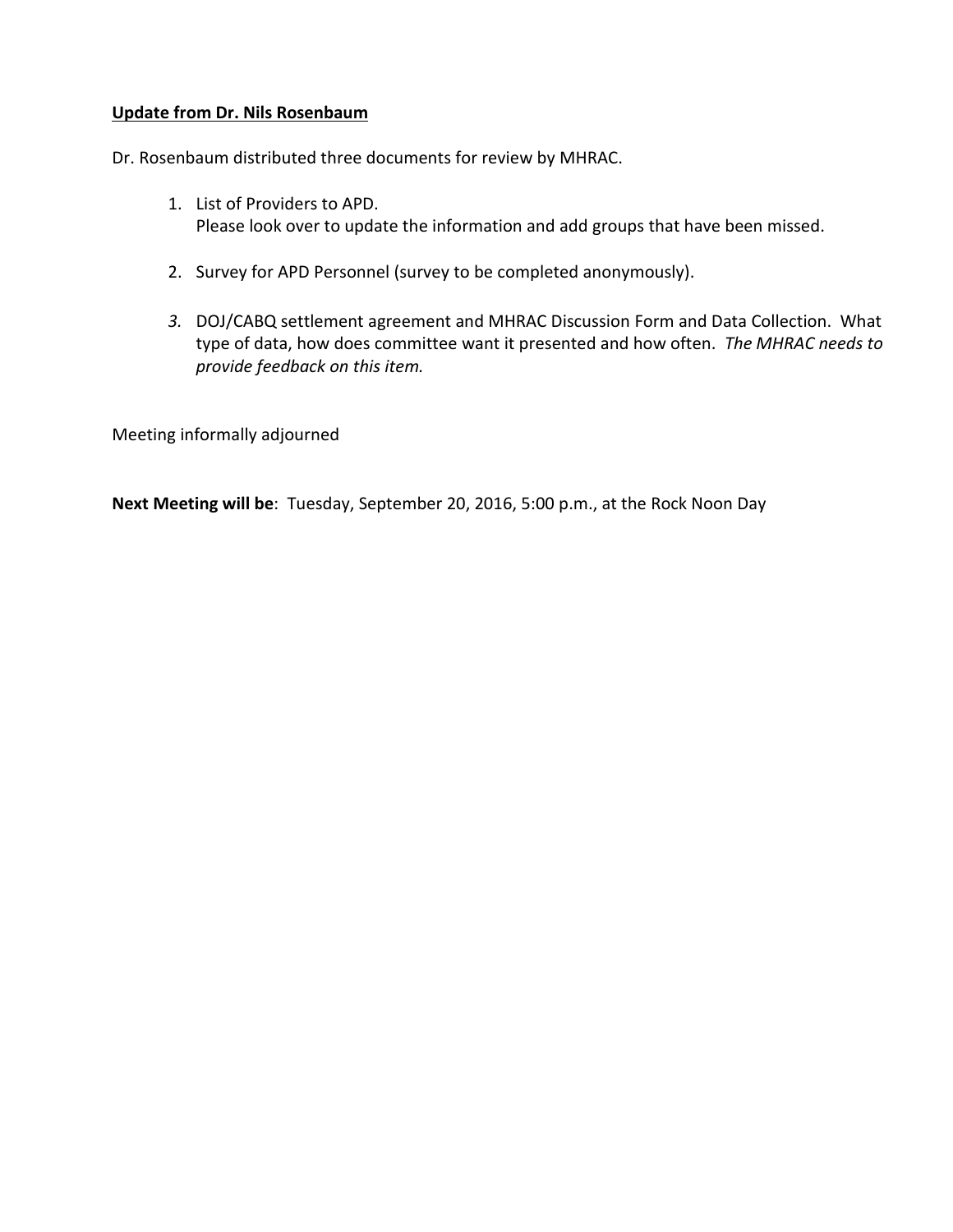**<u>Update from Dr. Nils Rosenbaum</u>**

Dr. Rosenbaum distributed three documents for review by MHRAC.

1. List of Providers to APD.
   Please look over to update the information and add groups that have been missed.

2. Survey for APD Personnel (survey to be completed anonymously).

3. DOJ/CABQ settlement agreement and MHRAC Discussion Form and Data Collection. What type of data, how does committee want it presented and how often. *The MHRAC needs to provide feedback on this item.*

Meeting informally adjourned

**Next Meeting will be**: Tuesday, September 20, 2016, 5:00 p.m., at the Rock Noon Day